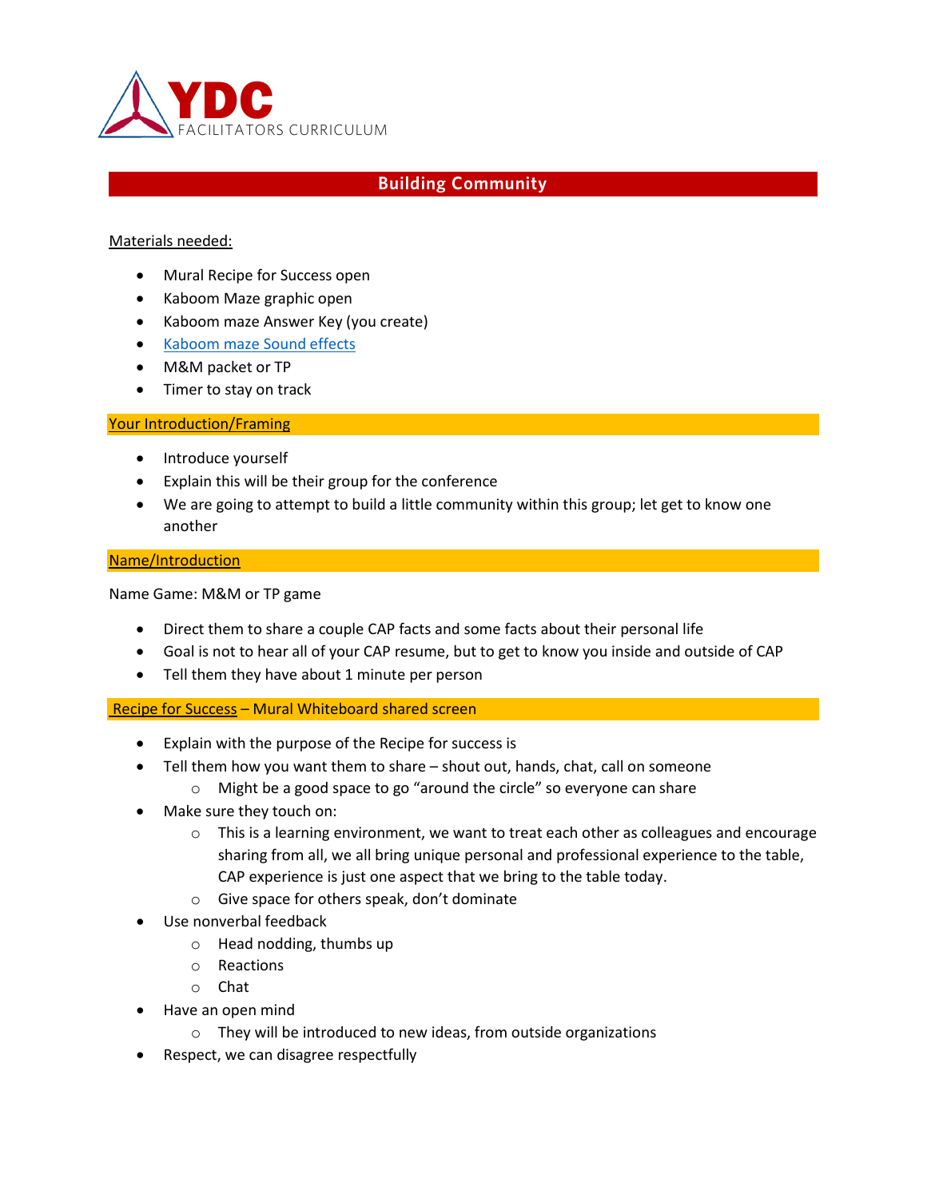# YDC
FACILITATORS CURRICULUM

## Building Community

Materials needed:

- Mural Recipe for Success open
- Kaboom Maze graphic open
- Kaboom maze Answer Key (you create)
- Kaboom maze Sound effects
- M&M packet or TP
- Timer to stay on track

### Your Introduction/Framing

- Introduce yourself
- Explain this will be their group for the conference
- We are going to attempt to build a little community within this group; let get to know one another

### Name/Introduction

Name Game: M&M or TP game

- Direct them to share a couple CAP facts and some facts about their personal life
- Goal is not to hear all of your CAP resume, but to get to know you inside and outside of CAP
- Tell them they have about 1 minute per person

### Recipe for Success – Mural Whiteboard shared screen

- Explain with the purpose of the Recipe for success is
- Tell them how you want them to share – shout out, hands, chat, call on someone
  - Might be a good space to go "around the circle" so everyone can share
- Make sure they touch on:
  - This is a learning environment, we want to treat each other as colleagues and encourage sharing from all, we all bring unique personal and professional experience to the table, CAP experience is just one aspect that we bring to the table today.
  - Give space for others speak, don't dominate
- Use nonverbal feedback
  - Head nodding, thumbs up
  - Reactions
  - Chat
- Have an open mind
  - They will be introduced to new ideas, from outside organizations
- Respect, we can disagree respectfully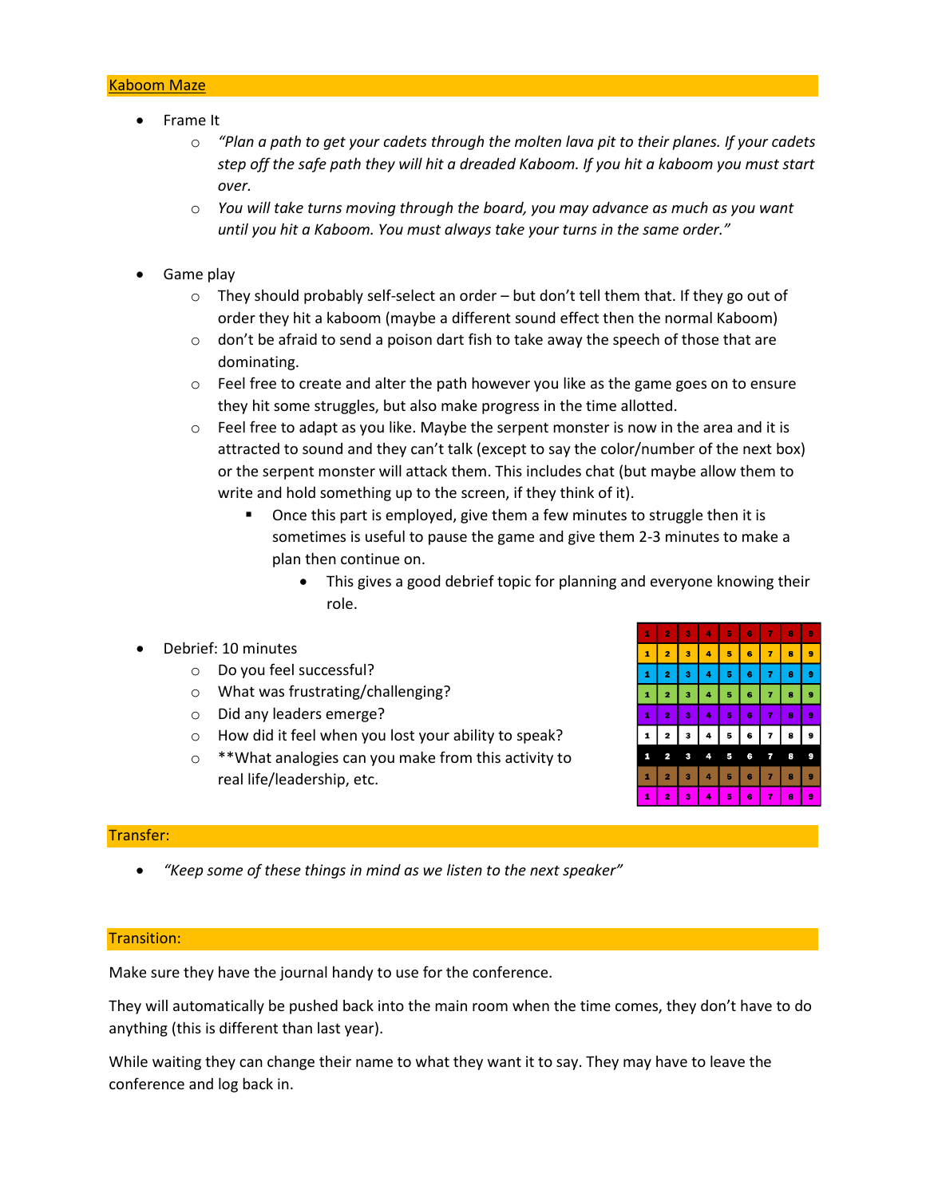## Kaboom Maze

- Frame It
  - *"Plan a path to get your cadets through the molten lava pit to their planes. If your cadets step off the safe path they will hit a dreaded Kaboom. If you hit a kaboom you must start over.*
  - *You will take turns moving through the board, you may advance as much as you want until you hit a Kaboom. You must always take your turns in the same order."*

- Game play
  - They should probably self-select an order – but don't tell them that. If they go out of order they hit a kaboom (maybe a different sound effect then the normal Kaboom)
  - don't be afraid to send a poison dart fish to take away the speech of those that are dominating.
  - Feel free to create and alter the path however you like as the game goes on to ensure they hit some struggles, but also make progress in the time allotted.
  - Feel free to adapt as you like. Maybe the serpent monster is now in the area and it is attracted to sound and they can't talk (except to say the color/number of the next box) or the serpent monster will attack them. This includes chat (but maybe allow them to write and hold something up to the screen, if they think of it).
    - Once this part is employed, give them a few minutes to struggle then it is sometimes is useful to pause the game and give them 2-3 minutes to make a plan then continue on.
      - This gives a good debrief topic for planning and everyone knowing their role.

- Debrief: 10 minutes
  - Do you feel successful?
  - What was frustrating/challenging?
  - Did any leaders emerge?
  - How did it feel when you lost your ability to speak?
  - **What analogies can you make from this activity to real life/leadership, etc.

| 1 | 2 | 3 | 4 | 5 | 6 | 7 | 8 | 9 |
|---|---|---|---|---|---|---|---|---|
| 1 | 2 | 3 | 4 | 5 | 6 | 7 | 8 | 9 |
| 1 | 2 | 3 | 4 | 5 | 6 | 7 | 8 | 9 |
| 1 | 2 | 3 | 4 | 5 | 6 | 7 | 8 | 9 |
| 1 | 2 | 3 | 4 | 5 | 6 | 7 | 8 | 9 |
| 1 | 2 | 3 | 4 | 5 | 6 | 7 | 8 | 9 |
| 1 | 2 | 3 | 4 | 5 | 6 | 7 | 8 | 9 |
| 1 | 2 | 3 | 4 | 5 | 6 | 7 | 8 | 9 |
| 1 | 2 | 3 | 4 | 5 | 6 | 7 | 8 | 9 |

## Transfer:

- *"Keep some of these things in mind as we listen to the next speaker"*

## Transition:

Make sure they have the journal handy to use for the conference.

They will automatically be pushed back into the main room when the time comes, they don't have to do anything (this is different than last year).

While waiting they can change their name to what they want it to say. They may have to leave the conference and log back in.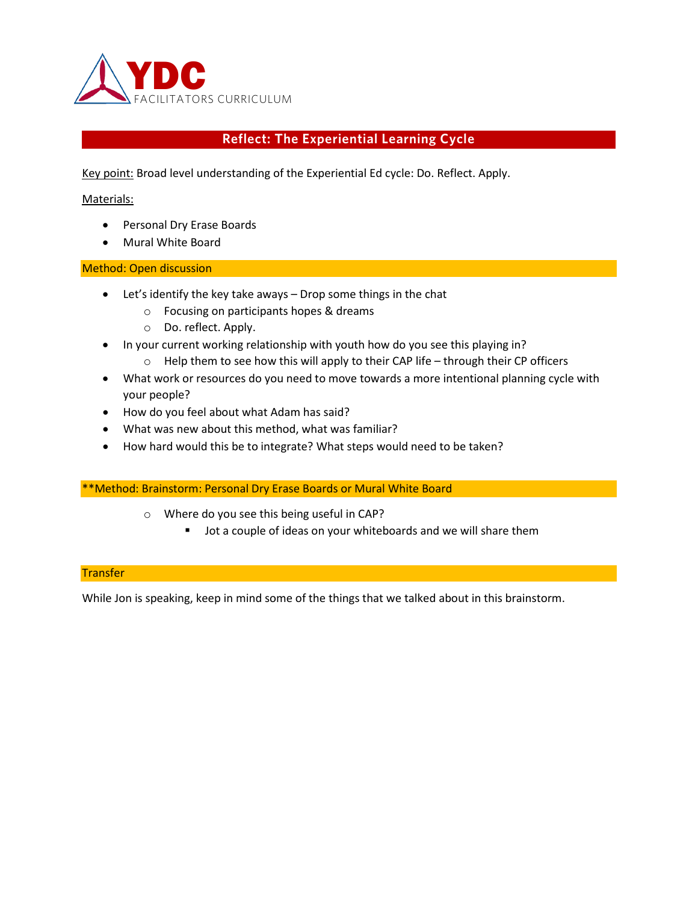## Reflect: The Experiential Learning Cycle

Key point: Broad level understanding of the Experiential Ed cycle: Do. Reflect. Apply.

Materials:

- Personal Dry Erase Boards
- Mural White Board

### Method: Open discussion

- Let's identify the key take aways – Drop some things in the chat
  - Focusing on participants hopes & dreams
  - Do. reflect. Apply.
- In your current working relationship with youth how do you see this playing in?
  - Help them to see how this will apply to their CAP life – through their CP officers
- What work or resources do you need to move towards a more intentional planning cycle with your people?
- How do you feel about what Adam has said?
- What was new about this method, what was familiar?
- How hard would this be to integrate? What steps would need to be taken?

### **Method: Brainstorm: Personal Dry Erase Boards or Mural White Board

- Where do you see this being useful in CAP?
  - Jot a couple of ideas on your whiteboards and we will share them

### Transfer

While Jon is speaking, keep in mind some of the things that we talked about in this brainstorm.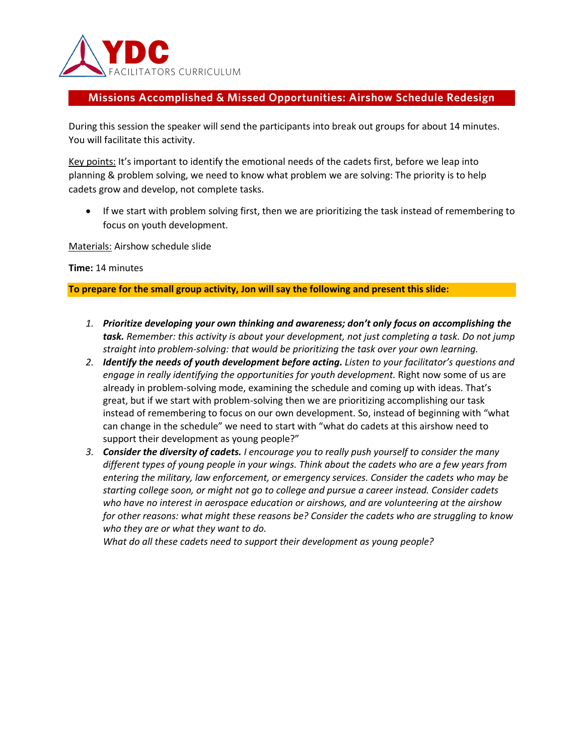YDC
FACILITATORS CURRICULUM

## Missions Accomplished & Missed Opportunities: Airshow Schedule Redesign

During this session the speaker will send the participants into break out groups for about 14 minutes. You will facilitate this activity.

Key points: It's important to identify the emotional needs of the cadets first, before we leap into planning & problem solving, we need to know what problem we are solving: The priority is to help cadets grow and develop, not complete tasks.

- If we start with problem solving first, then we are prioritizing the task instead of remembering to focus on youth development.

Materials: Airshow schedule slide

**Time:** 14 minutes

**To prepare for the small group activity, Jon will say the following and present this slide:**

1. ***Prioritize developing your own thinking and awareness; don't only focus on accomplishing the task.*** *Remember: this activity is about your development, not just completing a task. Do not jump straight into problem-solving: that would be prioritizing the task over your own learning.*
2. ***Identify the needs of youth development before acting.*** *Listen to your facilitator's questions and engage in really identifying the opportunities for youth development.* Right now some of us are already in problem-solving mode, examining the schedule and coming up with ideas. That's great, but if we start with problem-solving then we are prioritizing accomplishing our task instead of remembering to focus on our own development. So, instead of beginning with "what can change in the schedule" we need to start with "what do cadets at this airshow need to support their development as young people?"
3. ***Consider the diversity of cadets.*** *I encourage you to really push yourself to consider the many different types of young people in your wings. Think about the cadets who are a few years from entering the military, law enforcement, or emergency services. Consider the cadets who may be starting college soon, or might not go to college and pursue a career instead. Consider cadets who have no interest in aerospace education or airshows, and are volunteering at the airshow for other reasons: what might these reasons be? Consider the cadets who are struggling to know who they are or what they want to do.*
   *What do all these cadets need to support their development as young people?*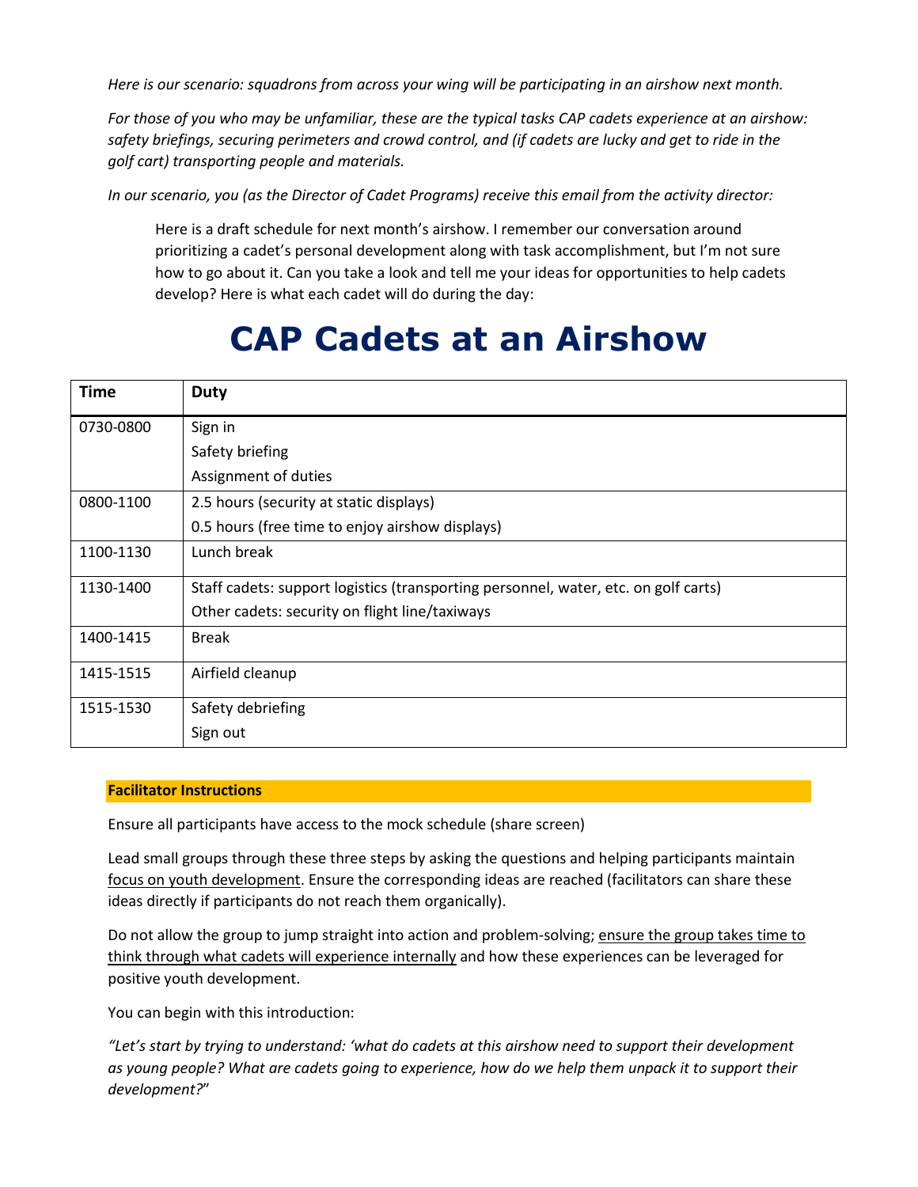*Here is our scenario: squadrons from across your wing will be participating in an airshow next month.*

*For those of you who may be unfamiliar, these are the typical tasks CAP cadets experience at an airshow: safety briefings, securing perimeters and crowd control, and (if cadets are lucky and get to ride in the golf cart) transporting people and materials.*

*In our scenario, you (as the Director of Cadet Programs) receive this email from the activity director:*

> Here is a draft schedule for next month's airshow. I remember our conversation around prioritizing a cadet's personal development along with task accomplishment, but I'm not sure how to go about it. Can you take a look and tell me your ideas for opportunities to help cadets develop? Here is what each cadet will do during the day:

# CAP Cadets at an Airshow

| Time | Duty |
|---|---|
| 0730-0800 | Sign in<br>Safety briefing<br>Assignment of duties |
| 0800-1100 | 2.5 hours (security at static displays)<br>0.5 hours (free time to enjoy airshow displays) |
| 1100-1130 | Lunch break |
| 1130-1400 | Staff cadets: support logistics (transporting personnel, water, etc. on golf carts)<br>Other cadets: security on flight line/taxiways |
| 1400-1415 | Break |
| 1415-1515 | Airfield cleanup |
| 1515-1530 | Safety debriefing<br>Sign out |

**Facilitator Instructions**

Ensure all participants have access to the mock schedule (share screen)

Lead small groups through these three steps by asking the questions and helping participants maintain focus on youth development. Ensure the corresponding ideas are reached (facilitators can share these ideas directly if participants do not reach them organically).

Do not allow the group to jump straight into action and problem-solving; ensure the group takes time to think through what cadets will experience internally and how these experiences can be leveraged for positive youth development.

You can begin with this introduction:

*"Let's start by trying to understand: 'what do cadets at this airshow need to support their development as young people? What are cadets going to experience, how do we help them unpack it to support their development?"*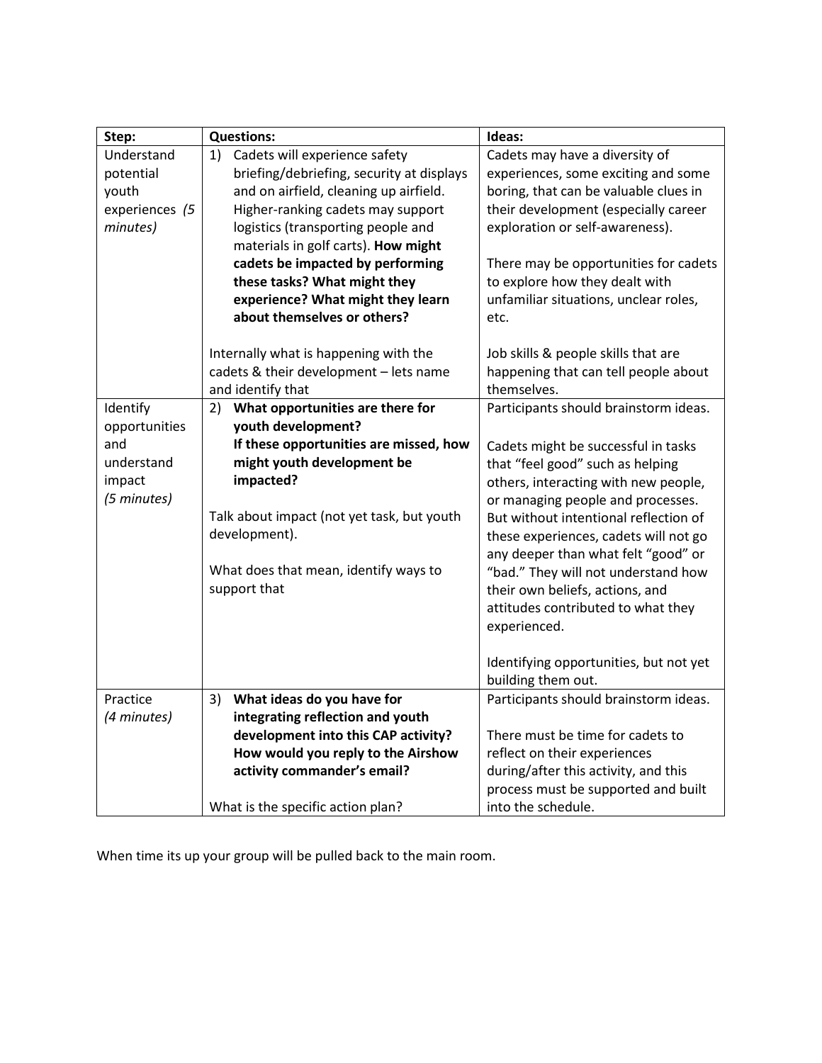| Step: | Questions: | Ideas: |
|---|---|---|
| Understand potential youth experiences *(5 minutes)* | 1) Cadets will experience safety briefing/debriefing, security at displays and on airfield, cleaning up airfield. Higher-ranking cadets may support logistics (transporting people and materials in golf carts). **How might cadets be impacted by performing these tasks? What might they experience? What might they learn about themselves or others?**<br><br>Internally what is happening with the cadets & their development – lets name and identify that | Cadets may have a diversity of experiences, some exciting and some boring, that can be valuable clues in their development (especially career exploration or self-awareness).<br><br>There may be opportunities for cadets to explore how they dealt with unfamiliar situations, unclear roles, etc.<br><br>Job skills & people skills that are happening that can tell people about themselves. |
| Identify opportunities and understand impact *(5 minutes)* | 2) **What opportunities are there for youth development? If these opportunities are missed, how might youth development be impacted?**<br><br>Talk about impact (not yet task, but youth development).<br><br>What does that mean, identify ways to support that | Participants should brainstorm ideas.<br><br>Cadets might be successful in tasks that "feel good" such as helping others, interacting with new people, or managing people and processes. But without intentional reflection of these experiences, cadets will not go any deeper than what felt "good" or "bad." They will not understand how their own beliefs, actions, and attitudes contributed to what they experienced.<br><br>Identifying opportunities, but not yet building them out. |
| Practice *(4 minutes)* | 3) **What ideas do you have for integrating reflection and youth development into this CAP activity? How would you reply to the Airshow activity commander's email?**<br><br>What is the specific action plan? | Participants should brainstorm ideas.<br><br>There must be time for cadets to reflect on their experiences during/after this activity, and this process must be supported and built into the schedule. |

When time its up your group will be pulled back to the main room.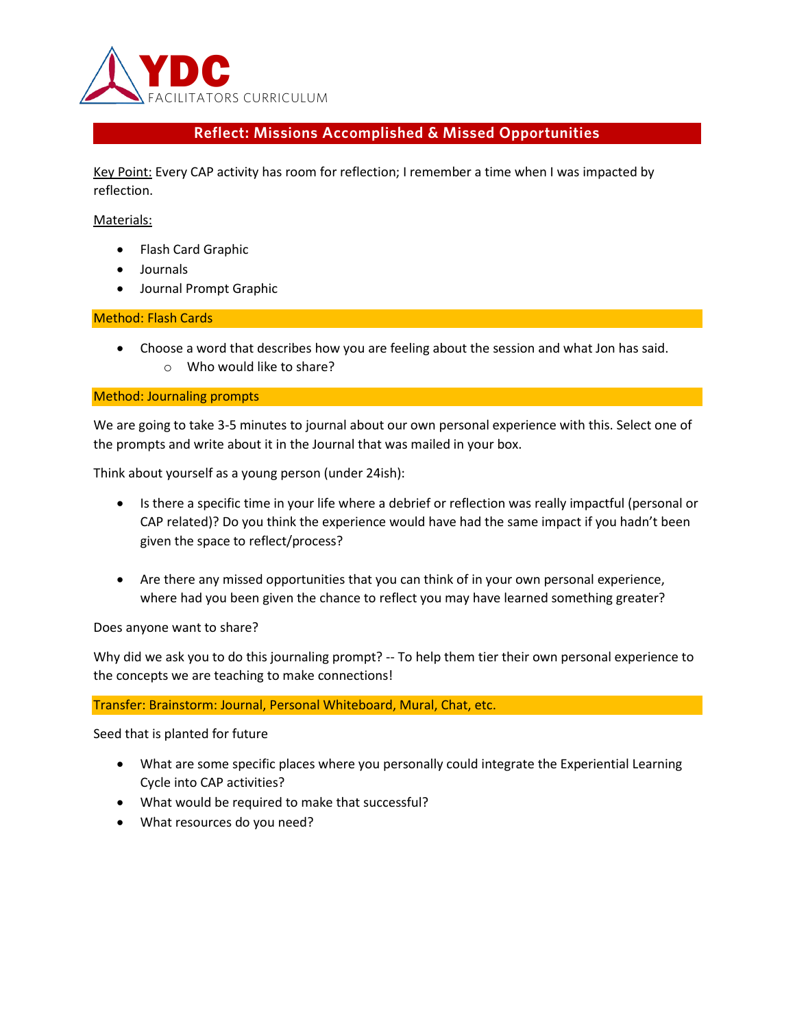## Reflect: Missions Accomplished & Missed Opportunities

Key Point: Every CAP activity has room for reflection; I remember a time when I was impacted by reflection.

Materials:

- Flash Card Graphic
- Journals
- Journal Prompt Graphic

### Method: Flash Cards

- Choose a word that describes how you are feeling about the session and what Jon has said.
  - Who would like to share?

### Method: Journaling prompts

We are going to take 3-5 minutes to journal about our own personal experience with this. Select one of the prompts and write about it in the Journal that was mailed in your box.

Think about yourself as a young person (under 24ish):

- Is there a specific time in your life where a debrief or reflection was really impactful (personal or CAP related)? Do you think the experience would have had the same impact if you hadn't been given the space to reflect/process?

- Are there any missed opportunities that you can think of in your own personal experience, where had you been given the chance to reflect you may have learned something greater?

Does anyone want to share?

Why did we ask you to do this journaling prompt? -- To help them tier their own personal experience to the concepts we are teaching to make connections!

### Transfer: Brainstorm: Journal, Personal Whiteboard, Mural, Chat, etc.

Seed that is planted for future

- What are some specific places where you personally could integrate the Experiential Learning Cycle into CAP activities?
- What would be required to make that successful?
- What resources do you need?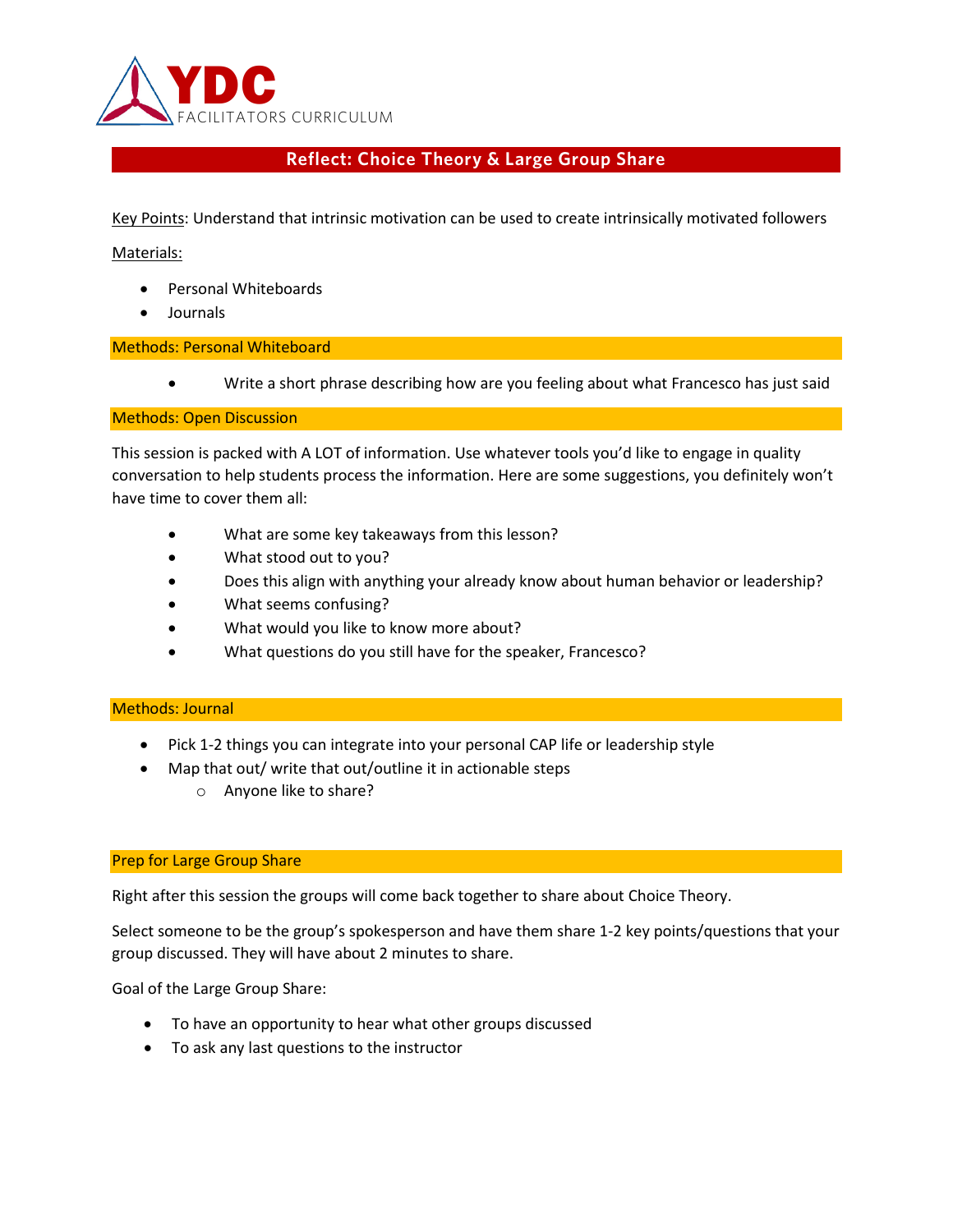## Reflect: Choice Theory & Large Group Share

Key Points: Understand that intrinsic motivation can be used to create intrinsically motivated followers

Materials:

- Personal Whiteboards
- Journals

### Methods: Personal Whiteboard

- Write a short phrase describing how are you feeling about what Francesco has just said

### Methods: Open Discussion

This session is packed with A LOT of information. Use whatever tools you'd like to engage in quality conversation to help students process the information. Here are some suggestions, you definitely won't have time to cover them all:

- What are some key takeaways from this lesson?
- What stood out to you?
- Does this align with anything your already know about human behavior or leadership?
- What seems confusing?
- What would you like to know more about?
- What questions do you still have for the speaker, Francesco?

### Methods: Journal

- Pick 1-2 things you can integrate into your personal CAP life or leadership style
- Map that out/ write that out/outline it in actionable steps
  - Anyone like to share?

### Prep for Large Group Share

Right after this session the groups will come back together to share about Choice Theory.

Select someone to be the group's spokesperson and have them share 1-2 key points/questions that your group discussed. They will have about 2 minutes to share.

Goal of the Large Group Share:

- To have an opportunity to hear what other groups discussed
- To ask any last questions to the instructor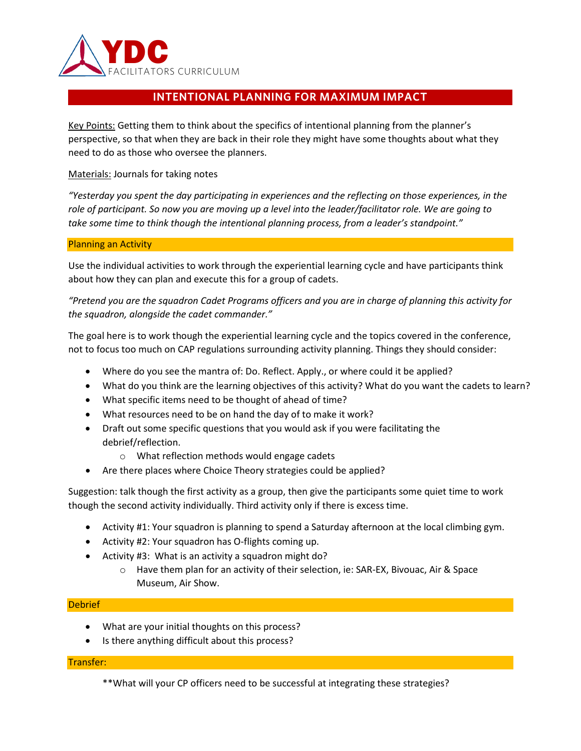# INTENTIONAL PLANNING FOR MAXIMUM IMPACT

Key Points: Getting them to think about the specifics of intentional planning from the planner's perspective, so that when they are back in their role they might have some thoughts about what they need to do as those who oversee the planners.

Materials: Journals for taking notes

*"Yesterday you spent the day participating in experiences and the reflecting on those experiences, in the role of participant. So now you are moving up a level into the leader/facilitator role. We are going to take some time to think though the intentional planning process, from a leader's standpoint."*

## Planning an Activity

Use the individual activities to work through the experiential learning cycle and have participants think about how they can plan and execute this for a group of cadets.

*"Pretend you are the squadron Cadet Programs officers and you are in charge of planning this activity for the squadron, alongside the cadet commander."*

The goal here is to work though the experiential learning cycle and the topics covered in the conference, not to focus too much on CAP regulations surrounding activity planning. Things they should consider:

- Where do you see the mantra of: Do. Reflect. Apply., or where could it be applied?
- What do you think are the learning objectives of this activity? What do you want the cadets to learn?
- What specific items need to be thought of ahead of time?
- What resources need to be on hand the day of to make it work?
- Draft out some specific questions that you would ask if you were facilitating the debrief/reflection.
  - What reflection methods would engage cadets
- Are there places where Choice Theory strategies could be applied?

Suggestion: talk though the first activity as a group, then give the participants some quiet time to work though the second activity individually. Third activity only if there is excess time.

- Activity #1: Your squadron is planning to spend a Saturday afternoon at the local climbing gym.
- Activity #2: Your squadron has O-flights coming up.
- Activity #3: What is an activity a squadron might do?
  - Have them plan for an activity of their selection, ie: SAR-EX, Bivouac, Air & Space Museum, Air Show.

## Debrief

- What are your initial thoughts on this process?
- Is there anything difficult about this process?

## Transfer:

**What will your CP officers need to be successful at integrating these strategies?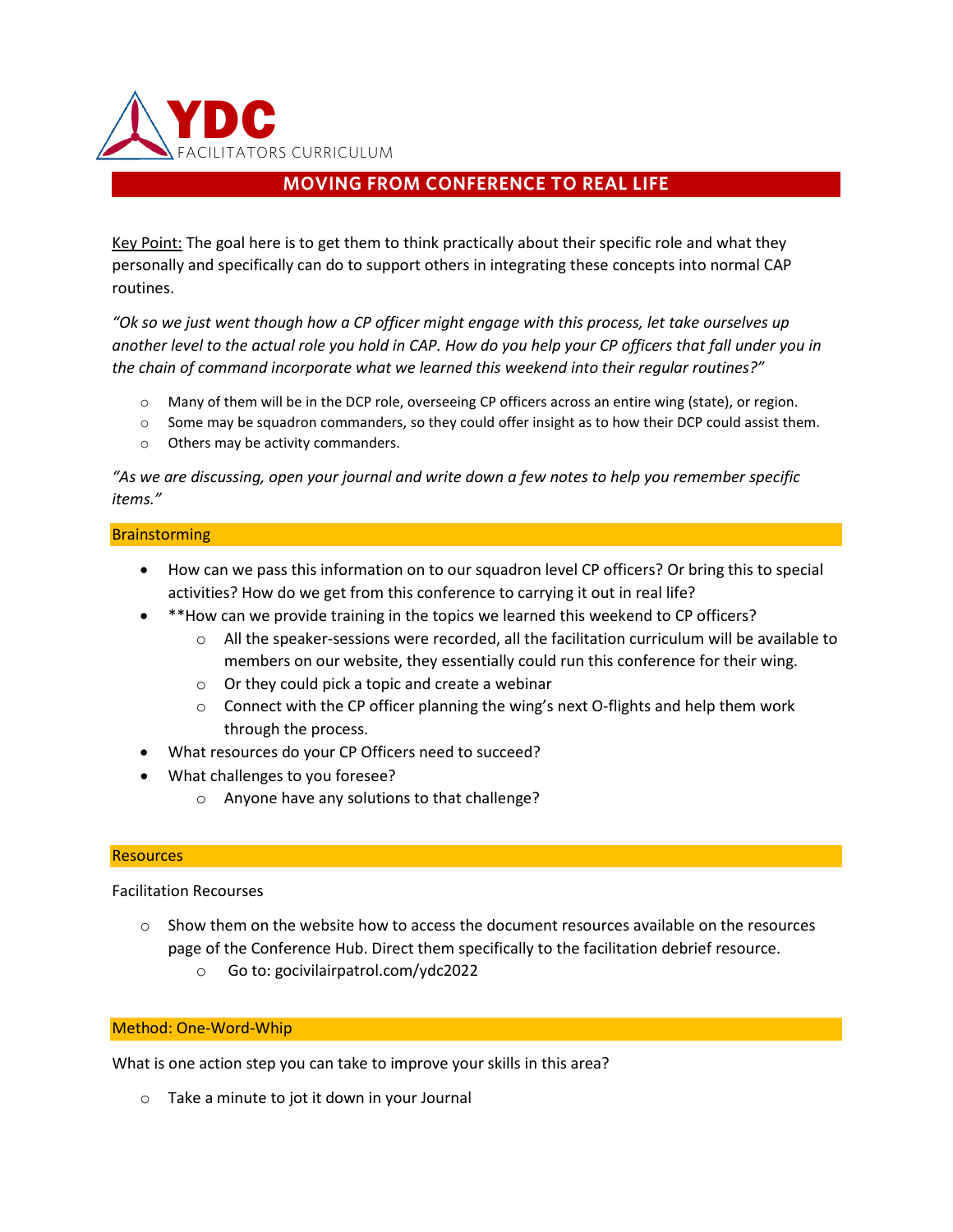YDC

FACILITATORS CURRICULUM

# MOVING FROM CONFERENCE TO REAL LIFE

Key Point: The goal here is to get them to think practically about their specific role and what they personally and specifically can do to support others in integrating these concepts into normal CAP routines.

*"Ok so we just went though how a CP officer might engage with this process, let take ourselves up another level to the actual role you hold in CAP. How do you help your CP officers that fall under you in the chain of command incorporate what we learned this weekend into their regular routines?"*

- Many of them will be in the DCP role, overseeing CP officers across an entire wing (state), or region.
- Some may be squadron commanders, so they could offer insight as to how their DCP could assist them.
- Others may be activity commanders.

*"As we are discussing, open your journal and write down a few notes to help you remember specific items."*

## Brainstorming

- How can we pass this information on to our squadron level CP officers? Or bring this to special activities? How do we get from this conference to carrying it out in real life?
- **How can we provide training in the topics we learned this weekend to CP officers?
  - All the speaker-sessions were recorded, all the facilitation curriculum will be available to members on our website, they essentially could run this conference for their wing.
  - Or they could pick a topic and create a webinar
  - Connect with the CP officer planning the wing's next O-flights and help them work through the process.
- What resources do your CP Officers need to succeed?
- What challenges to you foresee?
  - Anyone have any solutions to that challenge?

## Resources

Facilitation Recourses

- Show them on the website how to access the document resources available on the resources page of the Conference Hub. Direct them specifically to the facilitation debrief resource.
  - Go to: gocivilairpatrol.com/ydc2022

## Method: One-Word-Whip

What is one action step you can take to improve your skills in this area?

- Take a minute to jot it down in your Journal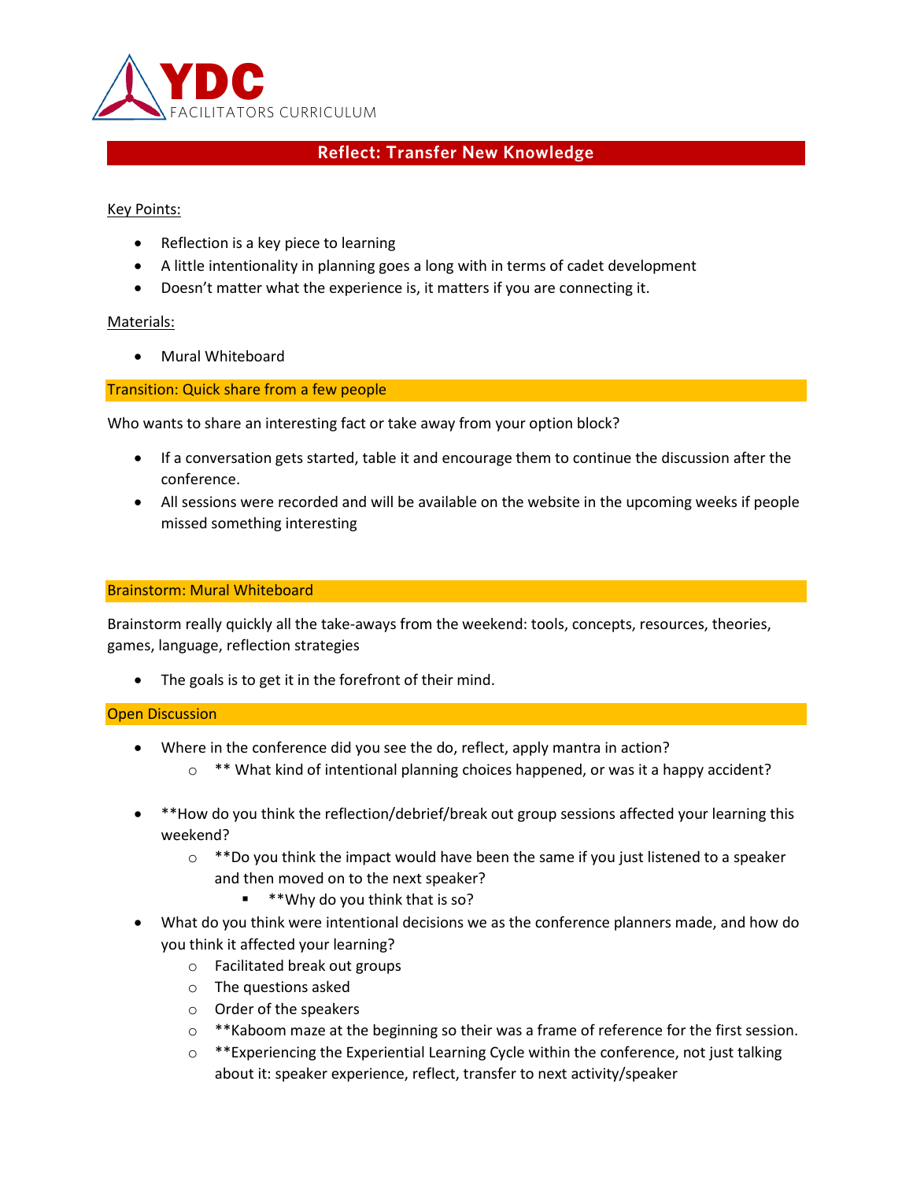## Reflect: Transfer New Knowledge

Key Points:

- Reflection is a key piece to learning
- A little intentionality in planning goes a long with in terms of cadet development
- Doesn't matter what the experience is, it matters if you are connecting it.

Materials:

- Mural Whiteboard

### Transition: Quick share from a few people

Who wants to share an interesting fact or take away from your option block?

- If a conversation gets started, table it and encourage them to continue the discussion after the conference.
- All sessions were recorded and will be available on the website in the upcoming weeks if people missed something interesting

### Brainstorm: Mural Whiteboard

Brainstorm really quickly all the take-aways from the weekend: tools, concepts, resources, theories, games, language, reflection strategies

- The goals is to get it in the forefront of their mind.

### Open Discussion

- Where in the conference did you see the do, reflect, apply mantra in action?
  - ** What kind of intentional planning choices happened, or was it a happy accident?

- **How do you think the reflection/debrief/break out group sessions affected your learning this weekend?
  - **Do you think the impact would have been the same if you just listened to a speaker and then moved on to the next speaker?
    - **Why do you think that is so?
- What do you think were intentional decisions we as the conference planners made, and how do you think it affected your learning?
  - Facilitated break out groups
  - The questions asked
  - Order of the speakers
  - **Kaboom maze at the beginning so their was a frame of reference for the first session.
  - **Experiencing the Experiential Learning Cycle within the conference, not just talking about it: speaker experience, reflect, transfer to next activity/speaker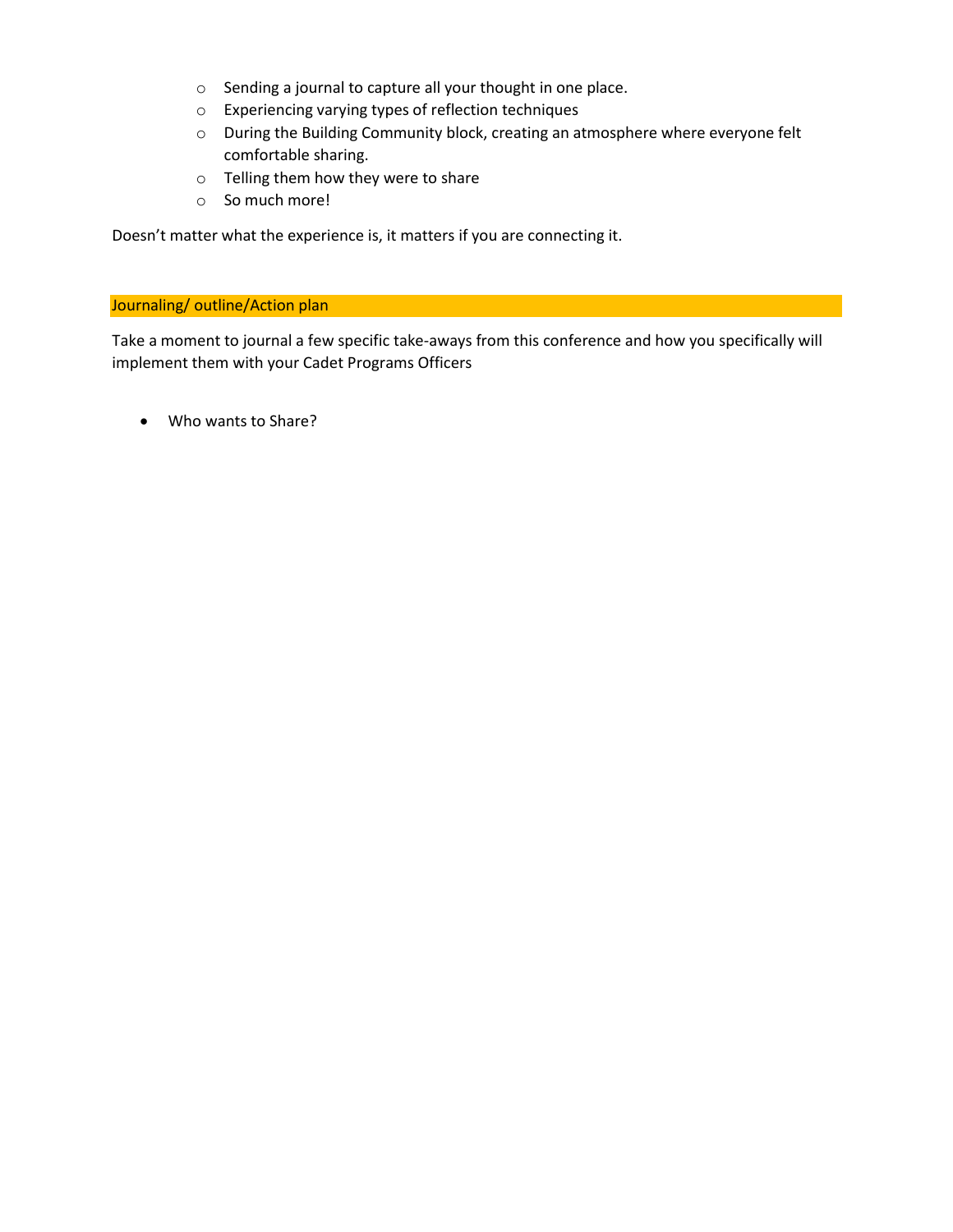- Sending a journal to capture all your thought in one place.
  - Experiencing varying types of reflection techniques
  - During the Building Community block, creating an atmosphere where everyone felt comfortable sharing.
  - Telling them how they were to share
  - So much more!

Doesn't matter what the experience is, it matters if you are connecting it.

## Journaling/ outline/Action plan

Take a moment to journal a few specific take-aways from this conference and how you specifically will implement them with your Cadet Programs Officers

- Who wants to Share?